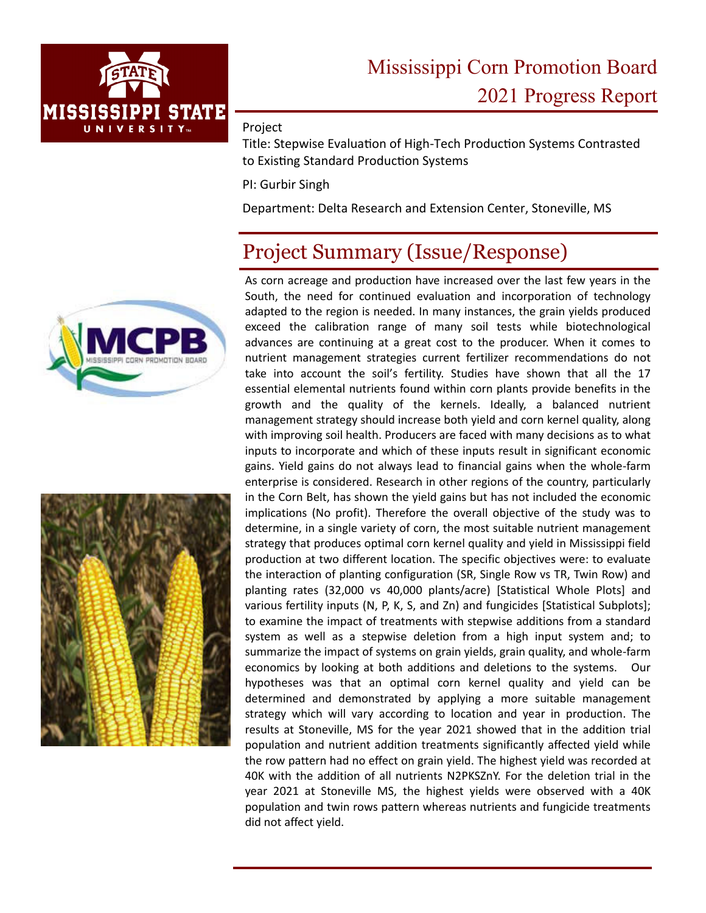# Mississippi Corn Promotion Board
## 2021 Progress Report

Project

Title: Stepwise Evaluation of High-Tech Production Systems Contrasted to Existing Standard Production Systems

PI: Gurbir Singh

Department: Delta Research and Extension Center, Stoneville, MS

## Project Summary (Issue/Response)

As corn acreage and production have increased over the last few years in the South, the need for continued evaluation and incorporation of technology adapted to the region is needed. In many instances, the grain yields produced exceed the calibration range of many soil tests while biotechnological advances are continuing at a great cost to the producer. When it comes to nutrient management strategies current fertilizer recommendations do not take into account the soil's fertility. Studies have shown that all the 17 essential elemental nutrients found within corn plants provide benefits in the growth and the quality of the kernels. Ideally, a balanced nutrient management strategy should increase both yield and corn kernel quality, along with improving soil health. Producers are faced with many decisions as to what inputs to incorporate and which of these inputs result in significant economic gains. Yield gains do not always lead to financial gains when the whole-farm enterprise is considered. Research in other regions of the country, particularly in the Corn Belt, has shown the yield gains but has not included the economic implications (No profit). Therefore the overall objective of the study was to determine, in a single variety of corn, the most suitable nutrient management strategy that produces optimal corn kernel quality and yield in Mississippi field production at two different location. The specific objectives were: to evaluate the interaction of planting configuration (SR, Single Row vs TR, Twin Row) and planting rates (32,000 vs 40,000 plants/acre) [Statistical Whole Plots] and various fertility inputs (N, P, K, S, and Zn) and fungicides [Statistical Subplots]; to examine the impact of treatments with stepwise additions from a standard system as well as a stepwise deletion from a high input system and; to summarize the impact of systems on grain yields, grain quality, and whole-farm economics by looking at both additions and deletions to the systems. Our hypotheses was that an optimal corn kernel quality and yield can be determined and demonstrated by applying a more suitable management strategy which will vary according to location and year in production. The results at Stoneville, MS for the year 2021 showed that in the addition trial population and nutrient addition treatments significantly affected yield while the row pattern had no effect on grain yield. The highest yield was recorded at 40K with the addition of all nutrients N2PKSZnY. For the deletion trial in the year 2021 at Stoneville MS, the highest yields were observed with a 40K population and twin rows pattern whereas nutrients and fungicide treatments did not affect yield.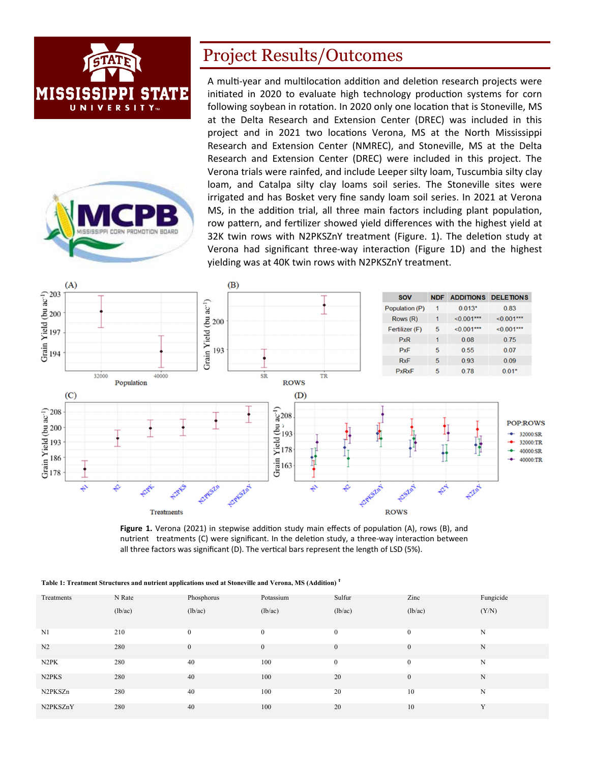# Project Results/Outcomes

A multi-year and multilocation addition and deletion research projects were initiated in 2020 to evaluate high technology production systems for corn following soybean in rotation. In 2020 only one location that is Stoneville, MS at the Delta Research and Extension Center (DREC) was included in this project and in 2021 two locations Verona, MS at the North Mississippi Research and Extension Center (NMREC), and Stoneville, MS at the Delta Research and Extension Center (DREC) were included in this project. The Verona trials were rainfed, and include Leeper silty loam, Tuscumbia silty clay loam, and Catalpa silty clay loams soil series. The Stoneville sites were irrigated and has Bosket very fine sandy loam soil series. In 2021 at Verona MS, in the addition trial, all three main factors including plant population, row pattern, and fertilizer showed yield differences with the highest yield at 32K twin rows with N2PKSZnY treatment (Figure. 1). The deletion study at Verona had significant three-way interaction (Figure 1D) and the highest yielding was at 40K twin rows with N2PKSZnY treatment.

| SOV | NDF | ADDITIONS | DELETIONS |
|---|---|---|---|
| Population (P) | 1 | 0.013* | 0.83 |
| Rows (R) | 1 | <0.001*** | <0.001*** |
| Fertilizer (F) | 5 | <0.001*** | <0.001*** |
| PxR | 1 | 0.08 | 0.75 |
| PxF | 5 | 0.55 | 0.07 |
| RxF | 5 | 0.93 | 0.09 |
| PxRxF | 5 | 0.78 | 0.01* |

**Figure 1.** Verona (2021) in stepwise addition study main effects of population (A), rows (B), and nutrient treatments (C) were significant. In the deletion study, a three-way interaction between all three factors was significant (D). The vertical bars represent the length of LSD (5%).

**Table 1: Treatment Structures and nutrient applications used at Stoneville and Verona, MS (Addition)** †

| Treatments | N Rate (lb/ac) | Phosphorus (lb/ac) | Potassium (lb/ac) | Sulfur (lb/ac) | Zinc (lb/ac) | Fungicide (Y/N) |
|---|---|---|---|---|---|---|
| N1 | 210 | 0 | 0 | 0 | 0 | N |
| N2 | 280 | 0 | 0 | 0 | 0 | N |
| N2PK | 280 | 40 | 100 | 0 | 0 | N |
| N2PKS | 280 | 40 | 100 | 20 | 0 | N |
| N2PKSZn | 280 | 40 | 100 | 20 | 10 | N |
| N2PKSZnY | 280 | 40 | 100 | 20 | 10 | Y |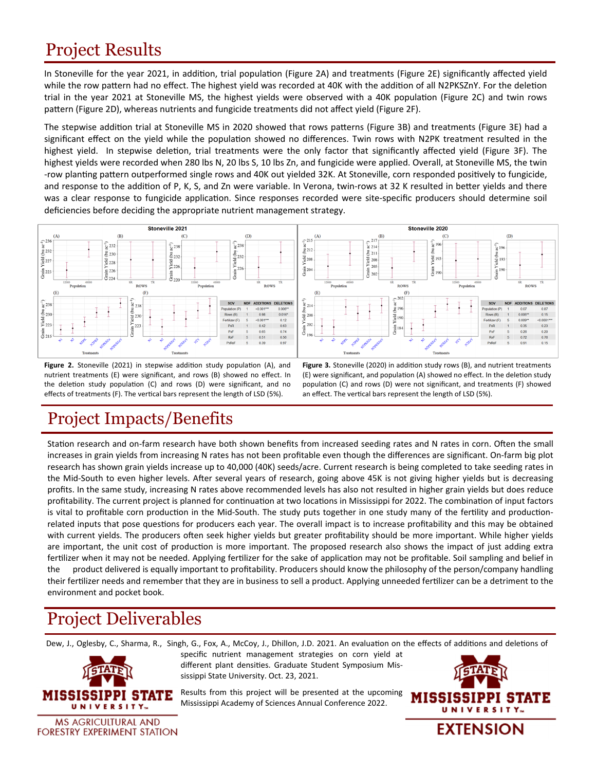# Project Results

In Stoneville for the year 2021, in addition, trial population (Figure 2A) and treatments (Figure 2E) significantly affected yield while the row pattern had no effect. The highest yield was recorded at 40K with the addition of all N2PKSZnY. For the deletion trial in the year 2021 at Stoneville MS, the highest yields were observed with a 40K population (Figure 2C) and twin rows pattern (Figure 2D), whereas nutrients and fungicide treatments did not affect yield (Figure 2F).

The stepwise addition trial at Stoneville MS in 2020 showed that rows patterns (Figure 3B) and treatments (Figure 3E) had a significant effect on the yield while the population showed no differences. Twin rows with N2PK treatment resulted in the highest yield. In stepwise deletion, trial treatments were the only factor that significantly affected yield (Figure 3F). The highest yields were recorded when 280 lbs N, 20 lbs S, 10 lbs Zn, and fungicide were applied. Overall, at Stoneville MS, the twin -row planting pattern outperformed single rows and 40K out yielded 32K. At Stoneville, corn responded positively to fungicide, and response to the addition of P, K, S, and Zn were variable. In Verona, twin-rows at 32 K resulted in better yields and there was a clear response to fungicide application. Since responses recorded were site-specific producers should determine soil deficiencies before deciding the appropriate nutrient management strategy.

Stoneville 2021

| SOV | NDF | ADDITIONS | DELETIONS |
|---|---|---|---|
| Population (P) | 1 | <0.001*** | 0.006** |
| Rows (R) | 1 | 0.98 | 0.016* |
| Fertilizer (F) | 5 | <0.001*** | 0.12 |
| PxR | 1 | 0.42 | 0.63 |
| PxF | 5 | 0.65 | 0.74 |
| RxF | 5 | 0.51 | 0.56 |
| PxRxF | 5 | 0.39 | 0.97 |

**Figure 2.** Stoneville (2021) in stepwise addition study population (A), and nutrient treatments (E) were significant, and rows (B) showed no effect. In the deletion study population (C) and rows (D) were significant, and no effects of treatments (F). The vertical bars represent the length of LSD (5%).

Stoneville 2020

| SOV | NDF | ADDITIONS | DELETIONS |
|---|---|---|---|
| Population (P) | 1 | 0.07 | 0.87 |
| Rows (R) | 1 | 0.006** | 0.15 |
| Fertilizer (F) | 5 | 0.009** | <0.0001*** |
| PxR | 1 | 0.35 | 0.23 |
| PxF | 5 | 0.26 | 0.20 |
| RxF | 5 | 0.72 | 0.76 |
| PxRxF | 5 | 0.91 | 0.15 |

**Figure 3.** Stoneville (2020) in addition study rows (B), and nutrient treatments (E) were significant, and population (A) showed no effect. In the deletion study population (C) and rows (D) were not significant, and treatments (F) showed an effect. The vertical bars represent the length of LSD (5%).

# Project Impacts/Benefits

Station research and on-farm research have both shown benefits from increased seeding rates and N rates in corn. Often the small increases in grain yields from increasing N rates has not been profitable even though the differences are significant. On-farm big plot research has shown grain yields increase up to 40,000 (40K) seeds/acre. Current research is being completed to take seeding rates in the Mid-South to even higher levels. After several years of research, going above 45K is not giving higher yields but is decreasing profits. In the same study, increasing N rates above recommended levels has also not resulted in higher grain yields but does reduce profitability. The current project is planned for continuation at two locations in Mississippi for 2022. The combination of input factors is vital to profitable corn production in the Mid-South. The study puts together in one study many of the fertility and production-related inputs that pose questions for producers each year. The overall impact is to increase profitability and this may be obtained with current yields. The producers often seek higher yields but greater profitability should be more important. While higher yields are important, the unit cost of production is more important. The proposed research also shows the impact of just adding extra fertilizer when it may not be needed. Applying fertilizer for the sake of application may not be profitable. Soil sampling and belief in the product delivered is equally important to profitability. Producers should know the philosophy of the person/company handling their fertilizer needs and remember that they are in business to sell a product. Applying unneeded fertilizer can be a detriment to the environment and pocket book.

# Project Deliverables

Dew, J., Oglesby, C., Sharma, R., Singh, G., Fox, A., McCoy, J., Dhillon, J.D. 2021. An evaluation on the effects of additions and deletions of specific nutrient management strategies on corn yield at different plant densities. Graduate Student Symposium Mississippi State University. Oct. 23, 2021.

Results from this project will be presented at the upcoming Mississippi Academy of Sciences Annual Conference 2022.

MISSISSIPPI STATE UNIVERSITY
MS AGRICULTURAL AND FORESTRY EXPERIMENT STATION

MISSISSIPPI STATE UNIVERSITY
EXTENSION